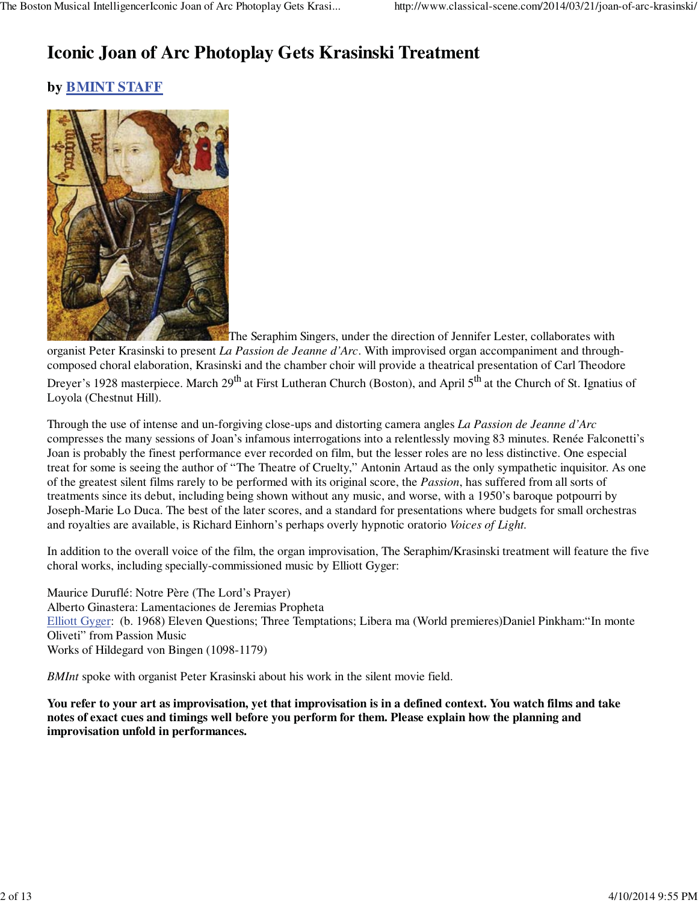# Iconic Joan of Arc Photoplay Gets Krasinski Treatment

## by BMINT STAFF

The Seraphim Singers, under the direction of Jennifer Lester, collaborates with organist Peter Krasinski to present *La Passion de Jeanne d'Arc*. With improvised organ accompaniment and through-composed choral elaboration, Krasinski and the chamber choir will provide a theatrical presentation of Carl Theodore Dreyer's 1928 masterpiece. March 29th at First Lutheran Church (Boston), and April 5th at the Church of St. Ignatius of Loyola (Chestnut Hill).

Through the use of intense and un-forgiving close-ups and distorting camera angles *La Passion de Jeanne d'Arc* compresses the many sessions of Joan's infamous interrogations into a relentlessly moving 83 minutes. Renée Falconetti's Joan is probably the finest performance ever recorded on film, but the lesser roles are no less distinctive. One especial treat for some is seeing the author of "The Theatre of Cruelty," Antonin Artaud as the only sympathetic inquisitor. As one of the greatest silent films rarely to be performed with its original score, the *Passion*, has suffered from all sorts of treatments since its debut, including being shown without any music, and worse, with a 1950's baroque potpourri by Joseph-Marie Lo Duca. The best of the later scores, and a standard for presentations where budgets for small orchestras and royalties are available, is Richard Einhorn's perhaps overly hypnotic oratorio *Voices of Light*.

In addition to the overall voice of the film, the organ improvisation, The Seraphim/Krasinski treatment will feature the five choral works, including specially-commissioned music by Elliott Gyger:

Maurice Duruflé: Notre Père (The Lord's Prayer)
Alberto Ginastera: Lamentaciones de Jeremias Propheta
Elliott Gyger: (b. 1968) Eleven Questions; Three Temptations; Libera ma (World premieres)Daniel Pinkham:"In monte Oliveti" from Passion Music
Works of Hildegard von Bingen (1098-1179)

*BMInt* spoke with organist Peter Krasinski about his work in the silent movie field.

**You refer to your art as improvisation, yet that improvisation is in a defined context. You watch films and take notes of exact cues and timings well before you perform for them. Please explain how the planning and improvisation unfold in performances.**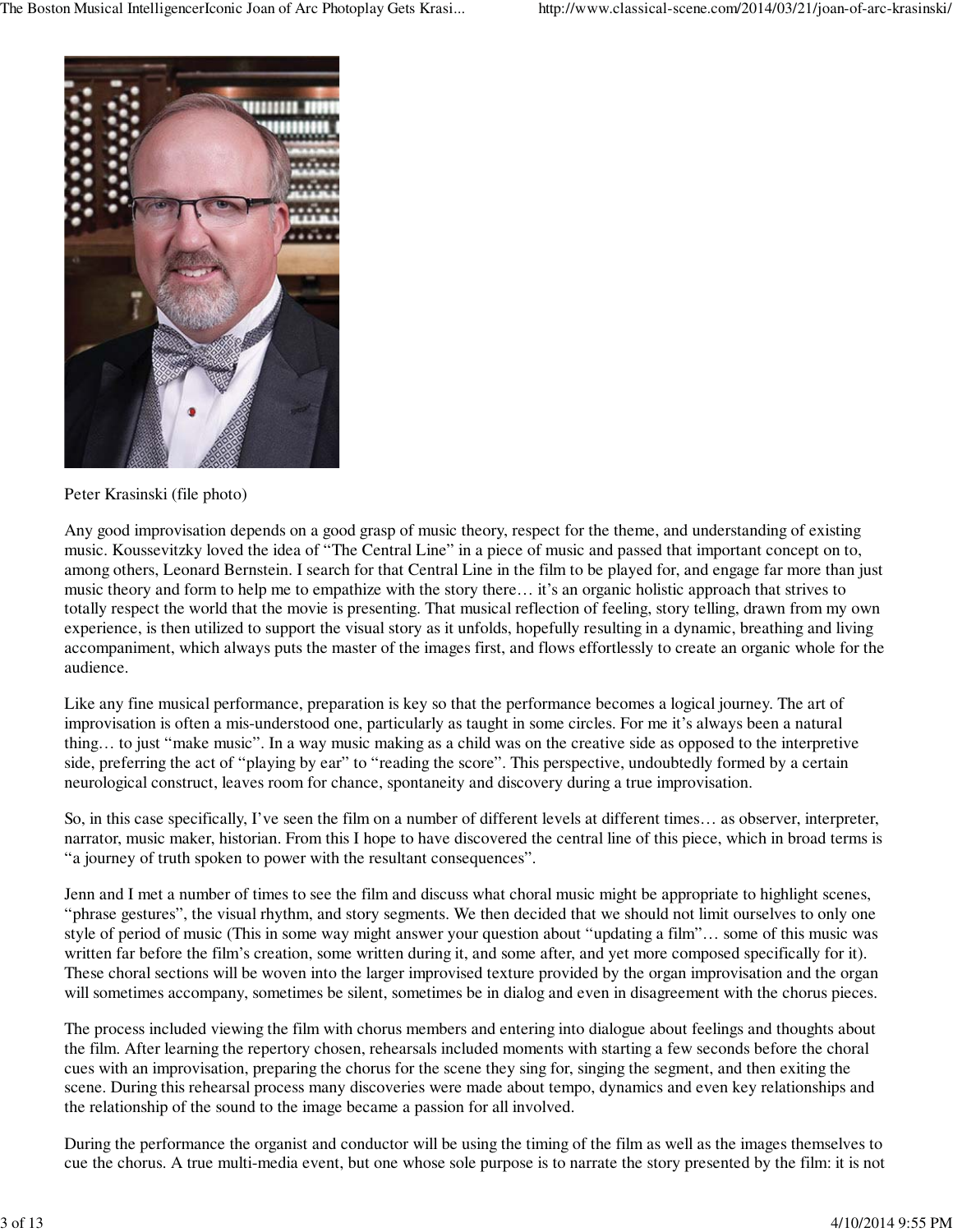Peter Krasinski (file photo)

Any good improvisation depends on a good grasp of music theory, respect for the theme, and understanding of existing music. Koussevitzky loved the idea of "The Central Line" in a piece of music and passed that important concept on to, among others, Leonard Bernstein. I search for that Central Line in the film to be played for, and engage far more than just music theory and form to help me to empathize with the story there… it's an organic holistic approach that strives to totally respect the world that the movie is presenting. That musical reflection of feeling, story telling, drawn from my own experience, is then utilized to support the visual story as it unfolds, hopefully resulting in a dynamic, breathing and living accompaniment, which always puts the master of the images first, and flows effortlessly to create an organic whole for the audience.

Like any fine musical performance, preparation is key so that the performance becomes a logical journey. The art of improvisation is often a mis-understood one, particularly as taught in some circles. For me it's always been a natural thing… to just "make music". In a way music making as a child was on the creative side as opposed to the interpretive side, preferring the act of "playing by ear" to "reading the score". This perspective, undoubtedly formed by a certain neurological construct, leaves room for chance, spontaneity and discovery during a true improvisation.

So, in this case specifically, I've seen the film on a number of different levels at different times… as observer, interpreter, narrator, music maker, historian. From this I hope to have discovered the central line of this piece, which in broad terms is "a journey of truth spoken to power with the resultant consequences".

Jenn and I met a number of times to see the film and discuss what choral music might be appropriate to highlight scenes, "phrase gestures", the visual rhythm, and story segments. We then decided that we should not limit ourselves to only one style of period of music (This in some way might answer your question about "updating a film"… some of this music was written far before the film's creation, some written during it, and some after, and yet more composed specifically for it). These choral sections will be woven into the larger improvised texture provided by the organ improvisation and the organ will sometimes accompany, sometimes be silent, sometimes be in dialog and even in disagreement with the chorus pieces.

The process included viewing the film with chorus members and entering into dialogue about feelings and thoughts about the film. After learning the repertory chosen, rehearsals included moments with starting a few seconds before the choral cues with an improvisation, preparing the chorus for the scene they sing for, singing the segment, and then exiting the scene. During this rehearsal process many discoveries were made about tempo, dynamics and even key relationships and the relationship of the sound to the image became a passion for all involved.

During the performance the organist and conductor will be using the timing of the film as well as the images themselves to cue the chorus. A true multi-media event, but one whose sole purpose is to narrate the story presented by the film: it is not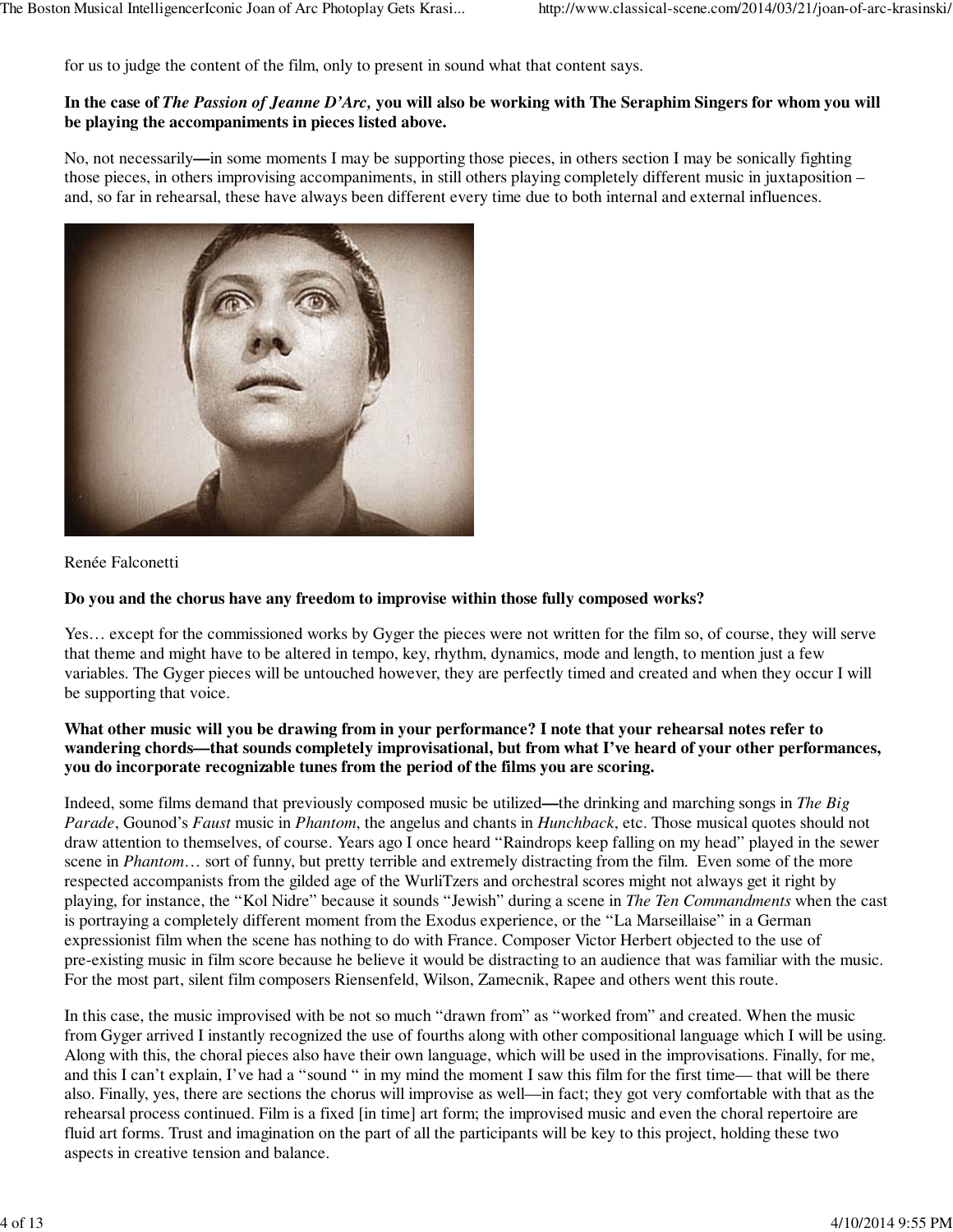for us to judge the content of the film, only to present in sound what that content says.

**In the case of *The Passion of Jeanne D'Arc,* you will also be working with The Seraphim Singers for whom you will be playing the accompaniments in pieces listed above.**

No, not necessarily**—**in some moments I may be supporting those pieces, in others section I may be sonically fighting those pieces, in others improvising accompaniments, in still others playing completely different music in juxtaposition – and, so far in rehearsal, these have always been different every time due to both internal and external influences.

Renée Falconetti

**Do you and the chorus have any freedom to improvise within those fully composed works?**

Yes… except for the commissioned works by Gyger the pieces were not written for the film so, of course, they will serve that theme and might have to be altered in tempo, key, rhythm, dynamics, mode and length, to mention just a few variables. The Gyger pieces will be untouched however, they are perfectly timed and created and when they occur I will be supporting that voice.

**What other music will you be drawing from in your performance? I note that your rehearsal notes refer to wandering chords—that sounds completely improvisational, but from what I've heard of your other performances, you do incorporate recognizable tunes from the period of the films you are scoring.**

Indeed, some films demand that previously composed music be utilized**—**the drinking and marching songs in *The Big Parade*, Gounod's *Faust* music in *Phantom*, the angelus and chants in *Hunchback*, etc. Those musical quotes should not draw attention to themselves, of course. Years ago I once heard "Raindrops keep falling on my head" played in the sewer scene in *Phantom*… sort of funny, but pretty terrible and extremely distracting from the film. Even some of the more respected accompanists from the gilded age of the WurliTzers and orchestral scores might not always get it right by playing, for instance, the "Kol Nidre" because it sounds "Jewish" during a scene in *The Ten Commandments* when the cast is portraying a completely different moment from the Exodus experience, or the "La Marseillaise" in a German expressionist film when the scene has nothing to do with France. Composer Victor Herbert objected to the use of pre-existing music in film score because he believe it would be distracting to an audience that was familiar with the music. For the most part, silent film composers Riensenfeld, Wilson, Zamecnik, Rapee and others went this route.

In this case, the music improvised with be not so much "drawn from" as "worked from" and created. When the music from Gyger arrived I instantly recognized the use of fourths along with other compositional language which I will be using. Along with this, the choral pieces also have their own language, which will be used in the improvisations. Finally, for me, and this I can't explain, I've had a "sound " in my mind the moment I saw this film for the first time— that will be there also. Finally, yes, there are sections the chorus will improvise as well—in fact; they got very comfortable with that as the rehearsal process continued. Film is a fixed [in time] art form; the improvised music and even the choral repertoire are fluid art forms. Trust and imagination on the part of all the participants will be key to this project, holding these two aspects in creative tension and balance.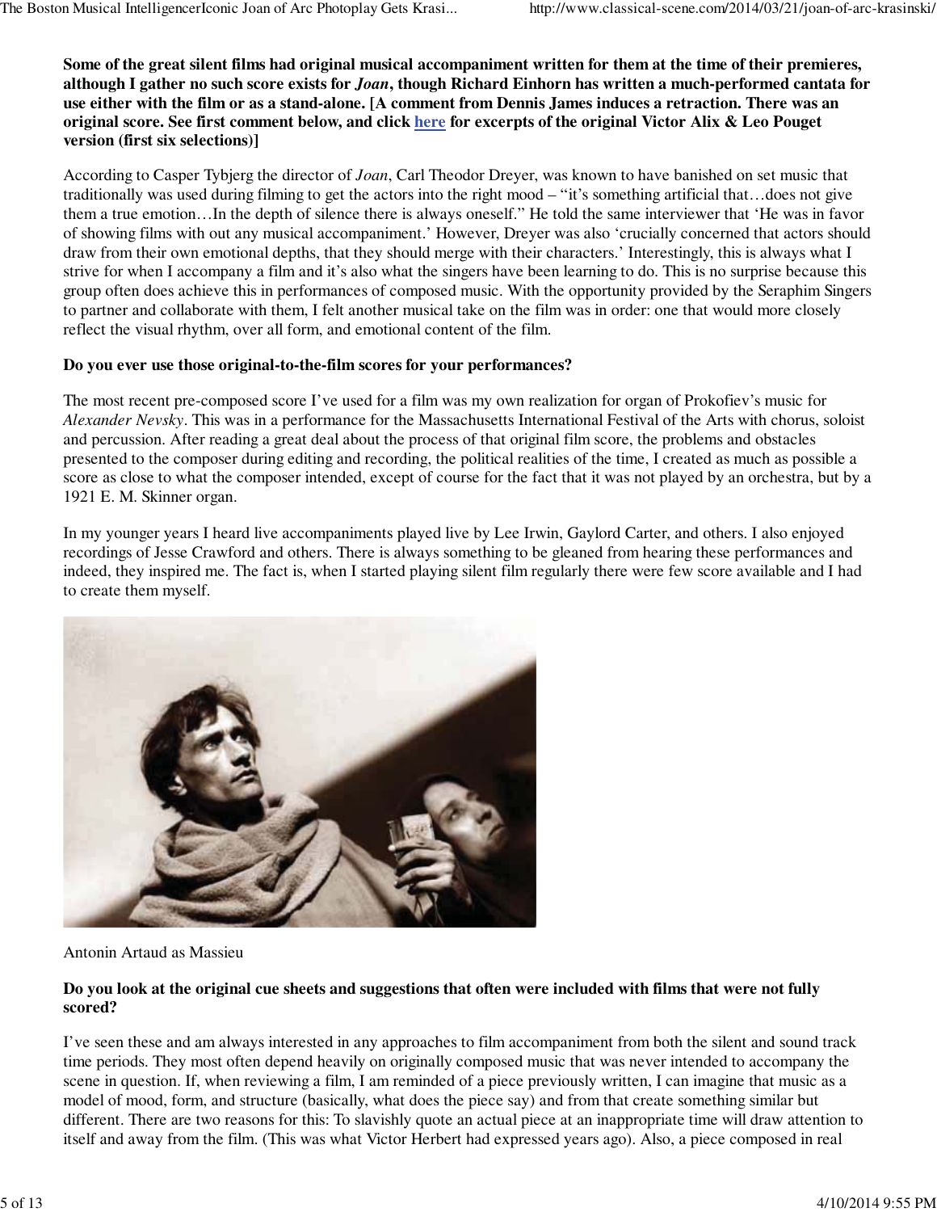**Some of the great silent films had original musical accompaniment written for them at the time of their premieres, although I gather no such score exists for *Joan*, though Richard Einhorn has written a much-performed cantata for use either with the film or as a stand-alone. [A comment from Dennis James induces a retraction. There was an original score. See first comment below, and click here for excerpts of the original Victor Alix & Leo Pouget version (first six selections)]**

According to Casper Tybjerg the director of *Joan*, Carl Theodor Dreyer, was known to have banished on set music that traditionally was used during filming to get the actors into the right mood – "it's something artificial that…does not give them a true emotion…In the depth of silence there is always oneself." He told the same interviewer that 'He was in favor of showing films with out any musical accompaniment.' However, Dreyer was also 'crucially concerned that actors should draw from their own emotional depths, that they should merge with their characters.' Interestingly, this is always what I strive for when I accompany a film and it's also what the singers have been learning to do. This is no surprise because this group often does achieve this in performances of composed music. With the opportunity provided by the Seraphim Singers to partner and collaborate with them, I felt another musical take on the film was in order: one that would more closely reflect the visual rhythm, over all form, and emotional content of the film.

**Do you ever use those original-to-the-film scores for your performances?**

The most recent pre-composed score I've used for a film was my own realization for organ of Prokofiev's music for *Alexander Nevsky*. This was in a performance for the Massachusetts International Festival of the Arts with chorus, soloist and percussion. After reading a great deal about the process of that original film score, the problems and obstacles presented to the composer during editing and recording, the political realities of the time, I created as much as possible a score as close to what the composer intended, except of course for the fact that it was not played by an orchestra, but by a 1921 E. M. Skinner organ.

In my younger years I heard live accompaniments played live by Lee Irwin, Gaylord Carter, and others. I also enjoyed recordings of Jesse Crawford and others. There is always something to be gleaned from hearing these performances and indeed, they inspired me. The fact is, when I started playing silent film regularly there were few score available and I had to create them myself.

Antonin Artaud as Massieu

**Do you look at the original cue sheets and suggestions that often were included with films that were not fully scored?**

I've seen these and am always interested in any approaches to film accompaniment from both the silent and sound track time periods. They most often depend heavily on originally composed music that was never intended to accompany the scene in question. If, when reviewing a film, I am reminded of a piece previously written, I can imagine that music as a model of mood, form, and structure (basically, what does the piece say) and from that create something similar but different. There are two reasons for this: To slavishly quote an actual piece at an inappropriate time will draw attention to itself and away from the film. (This was what Victor Herbert had expressed years ago). Also, a piece composed in real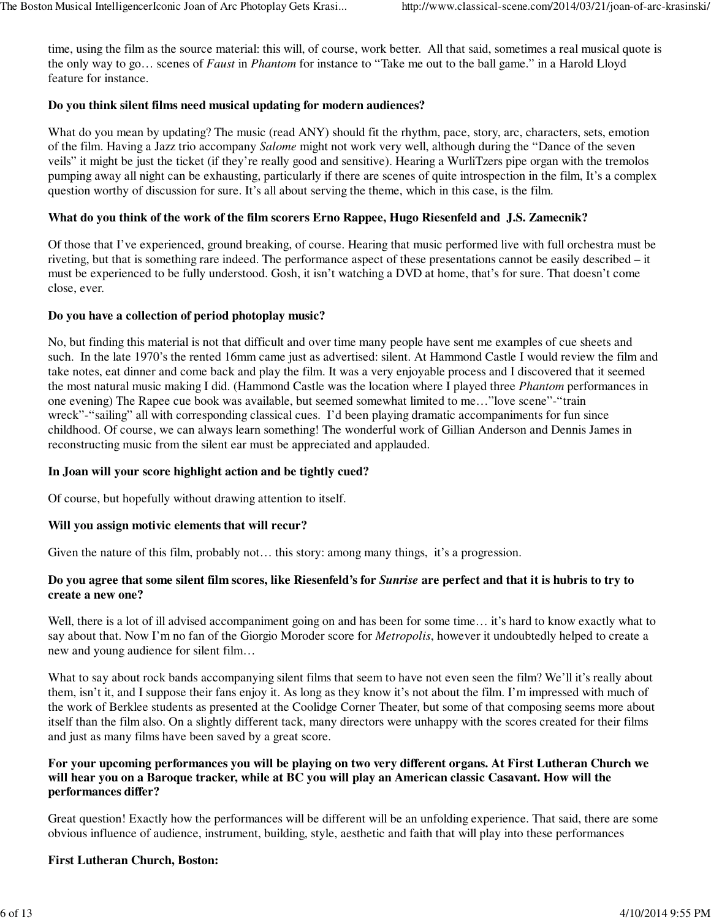time, using the film as the source material: this will, of course, work better. All that said, sometimes a real musical quote is the only way to go… scenes of *Faust* in *Phantom* for instance to "Take me out to the ball game." in a Harold Lloyd feature for instance.

**Do you think silent films need musical updating for modern audiences?**

What do you mean by updating? The music (read ANY) should fit the rhythm, pace, story, arc, characters, sets, emotion of the film. Having a Jazz trio accompany *Salome* might not work very well, although during the "Dance of the seven veils" it might be just the ticket (if they're really good and sensitive). Hearing a WurliTzers pipe organ with the tremolos pumping away all night can be exhausting, particularly if there are scenes of quite introspection in the film, It's a complex question worthy of discussion for sure. It's all about serving the theme, which in this case, is the film.

**What do you think of the work of the film scorers Erno Rappee, Hugo Riesenfeld and J.S. Zamecnik?**

Of those that I've experienced, ground breaking, of course. Hearing that music performed live with full orchestra must be riveting, but that is something rare indeed. The performance aspect of these presentations cannot be easily described – it must be experienced to be fully understood. Gosh, it isn't watching a DVD at home, that's for sure. That doesn't come close, ever.

**Do you have a collection of period photoplay music?**

No, but finding this material is not that difficult and over time many people have sent me examples of cue sheets and such. In the late 1970's the rented 16mm came just as advertised: silent. At Hammond Castle I would review the film and take notes, eat dinner and come back and play the film. It was a very enjoyable process and I discovered that it seemed the most natural music making I did. (Hammond Castle was the location where I played three *Phantom* performances in one evening) The Rapee cue book was available, but seemed somewhat limited to me…"love scene"-"train wreck"-"sailing" all with corresponding classical cues. I'd been playing dramatic accompaniments for fun since childhood. Of course, we can always learn something! The wonderful work of Gillian Anderson and Dennis James in reconstructing music from the silent ear must be appreciated and applauded.

**In Joan will your score highlight action and be tightly cued?**

Of course, but hopefully without drawing attention to itself.

**Will you assign motivic elements that will recur?**

Given the nature of this film, probably not… this story: among many things, it's a progression.

**Do you agree that some silent film scores, like Riesenfeld's for *Sunrise* are perfect and that it is hubris to try to create a new one?**

Well, there is a lot of ill advised accompaniment going on and has been for some time… it's hard to know exactly what to say about that. Now I'm no fan of the Giorgio Moroder score for *Metropolis*, however it undoubtedly helped to create a new and young audience for silent film…

What to say about rock bands accompanying silent films that seem to have not even seen the film? We'll it's really about them, isn't it, and I suppose their fans enjoy it. As long as they know it's not about the film. I'm impressed with much of the work of Berklee students as presented at the Coolidge Corner Theater, but some of that composing seems more about itself than the film also. On a slightly different tack, many directors were unhappy with the scores created for their films and just as many films have been saved by a great score.

**For your upcoming performances you will be playing on two very different organs. At First Lutheran Church we will hear you on a Baroque tracker, while at BC you will play an American classic Casavant. How will the performances differ?**

Great question! Exactly how the performances will be different will be an unfolding experience. That said, there are some obvious influence of audience, instrument, building, style, aesthetic and faith that will play into these performances

**First Lutheran Church, Boston:**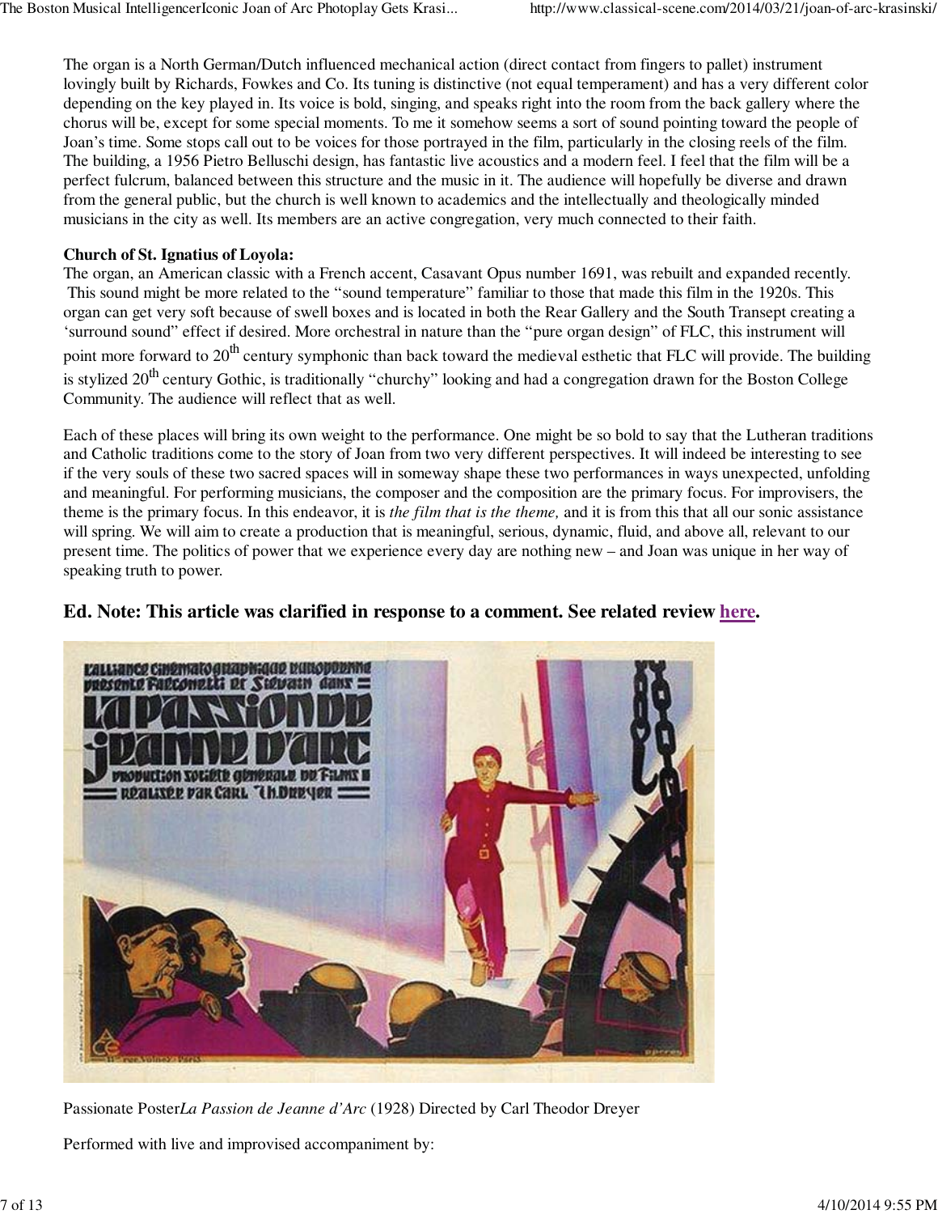The organ is a North German/Dutch influenced mechanical action (direct contact from fingers to pallet) instrument lovingly built by Richards, Fowkes and Co. Its tuning is distinctive (not equal temperament) and has a very different color depending on the key played in. Its voice is bold, singing, and speaks right into the room from the back gallery where the chorus will be, except for some special moments. To me it somehow seems a sort of sound pointing toward the people of Joan's time. Some stops call out to be voices for those portrayed in the film, particularly in the closing reels of the film. The building, a 1956 Pietro Belluschi design, has fantastic live acoustics and a modern feel. I feel that the film will be a perfect fulcrum, balanced between this structure and the music in it. The audience will hopefully be diverse and drawn from the general public, but the church is well known to academics and the intellectually and theologically minded musicians in the city as well. Its members are an active congregation, very much connected to their faith.

**Church of St. Ignatius of Loyola:**
The organ, an American classic with a French accent, Casavant Opus number 1691, was rebuilt and expanded recently. This sound might be more related to the "sound temperature" familiar to those that made this film in the 1920s. This organ can get very soft because of swell boxes and is located in both the Rear Gallery and the South Transept creating a 'surround sound" effect if desired. More orchestral in nature than the "pure organ design" of FLC, this instrument will point more forward to 20th century symphonic than back toward the medieval esthetic that FLC will provide. The building is stylized 20th century Gothic, is traditionally "churchy" looking and had a congregation drawn for the Boston College Community. The audience will reflect that as well.

Each of these places will bring its own weight to the performance. One might be so bold to say that the Lutheran traditions and Catholic traditions come to the story of Joan from two very different perspectives. It will indeed be interesting to see if the very souls of these two sacred spaces will in someway shape these two performances in ways unexpected, unfolding and meaningful. For performing musicians, the composer and the composition are the primary focus. For improvisers, the theme is the primary focus. In this endeavor, it is *the film that is the theme,* and it is from this that all our sonic assistance will spring. We will aim to create a production that is meaningful, serious, dynamic, fluid, and above all, relevant to our present time. The politics of power that we experience every day are nothing new – and Joan was unique in her way of speaking truth to power.

### Ed. Note: This article was clarified in response to a comment. See related review here.

Passionate Poster*La Passion de Jeanne d'Arc* (1928) Directed by Carl Theodor Dreyer

Performed with live and improvised accompaniment by: